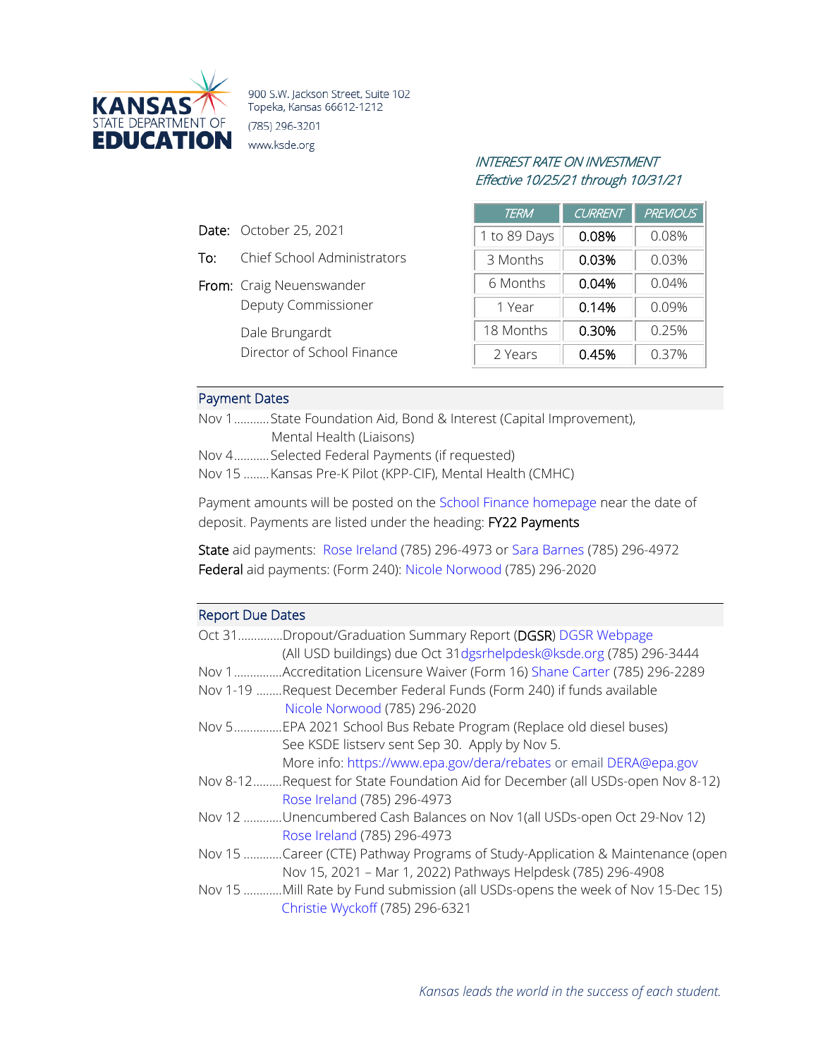**KANSAS STATE DEPARTMENT OF EDUCATION**

900 S.W. Jackson Street, Suite 102
Topeka, Kansas 66612-1212
(785) 296-3201
www.ksde.org

*INTEREST RATE ON INVESTMENT*
*Effective 10/25/21 through 10/31/21*

| TERM | CURRENT | PREVIOUS |
|---|---|---|
| 1 to 89 Days | **0.08%** | 0.08% |
| 3 Months | **0.03%** | 0.03% |
| 6 Months | **0.04%** | 0.04% |
| 1 Year | **0.14%** | 0.09% |
| 18 Months | **0.30%** | 0.25% |
| 2 Years | **0.45%** | 0.37% |

**Date:** October 25, 2021

**To:** Chief School Administrators

**From:** Craig Neuenswander
Deputy Commissioner

Dale Brungardt
Director of School Finance

## Payment Dates

Nov 1...........State Foundation Aid, Bond & Interest (Capital Improvement), Mental Health (Liaisons)
Nov 4...........Selected Federal Payments (if requested)
Nov 15 ........Kansas Pre-K Pilot (KPP-CIF), Mental Health (CMHC)

Payment amounts will be posted on the School Finance homepage near the date of deposit. Payments are listed under the heading: **FY22 Payments**

**State** aid payments: Rose Ireland (785) 296-4973 or Sara Barnes (785) 296-4972
**Federal** aid payments: (Form 240): Nicole Norwood (785) 296-2020

## Report Due Dates

Oct 31.............Dropout/Graduation Summary Report (**DGSR**) DGSR Webpage
(All USD buildings) due Oct 31dgsrhelpdesk@ksde.org (785) 296-3444
Nov 1...............Accreditation Licensure Waiver (Form 16) Shane Carter (785) 296-2289
Nov 1-19 ........Request December Federal Funds (Form 240) if funds available
Nicole Norwood (785) 296-2020
Nov 5...............EPA 2021 School Bus Rebate Program (Replace old diesel buses)
See KSDE listserv sent Sep 30. Apply by Nov 5.
More info: https://www.epa.gov/dera/rebates or email DERA@epa.gov
Nov 8-12.........Request for State Foundation Aid for December (all USDs-open Nov 8-12)
Rose Ireland (785) 296-4973
Nov 12 ............Unencumbered Cash Balances on Nov 1(all USDs-open Oct 29-Nov 12)
Rose Ireland (785) 296-4973
Nov 15 ............Career (CTE) Pathway Programs of Study-Application & Maintenance (open Nov 15, 2021 – Mar 1, 2022) Pathways Helpdesk (785) 296-4908
Nov 15 ............Mill Rate by Fund submission (all USDs-opens the week of Nov 15-Dec 15)
Christie Wyckoff (785) 296-6321

*Kansas leads the world in the success of each student.*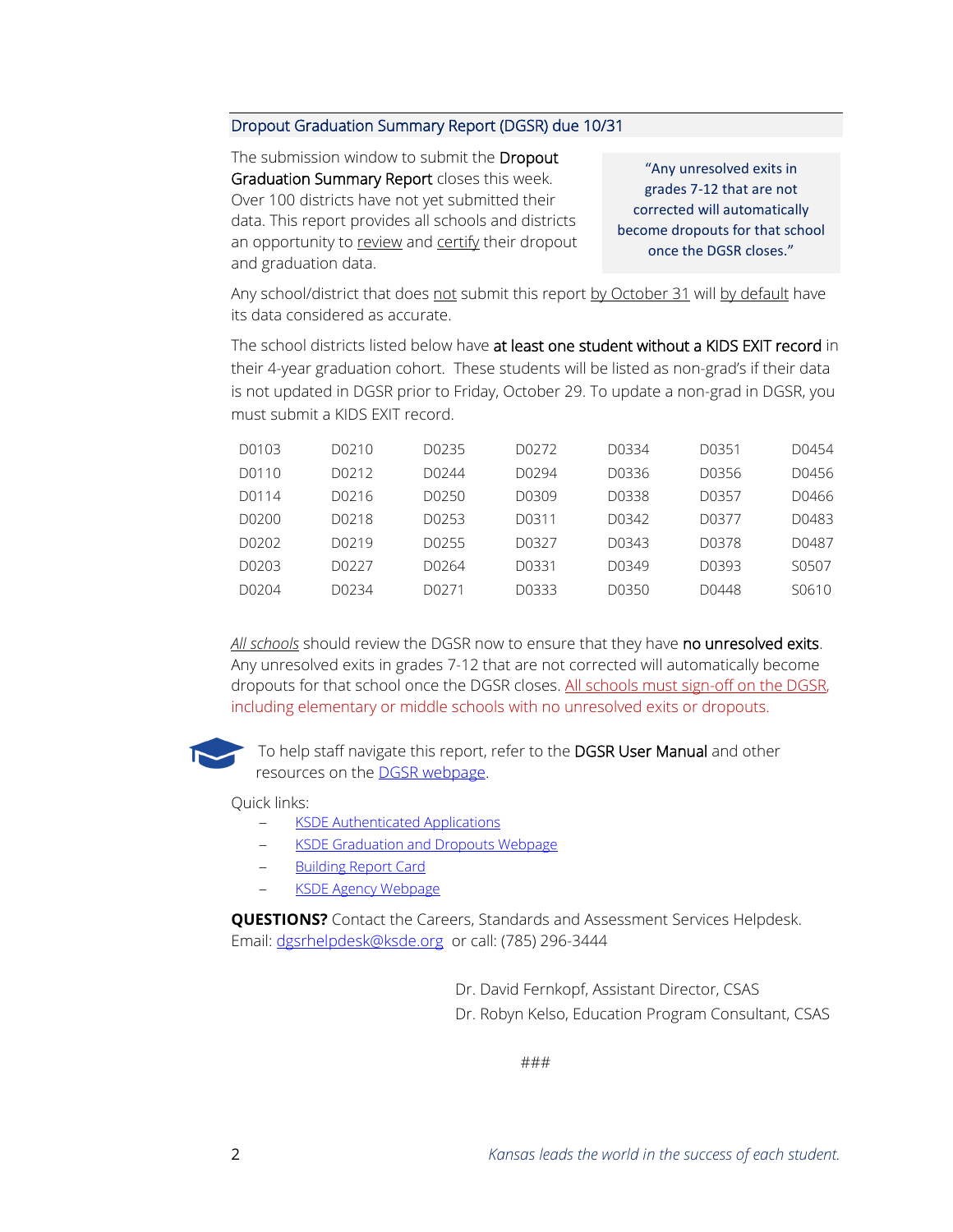## Dropout Graduation Summary Report (DGSR) due 10/31

The submission window to submit the **Dropout Graduation Summary Report** closes this week. Over 100 districts have not yet submitted their data. This report provides all schools and districts an opportunity to review and certify their dropout and graduation data.

> "Any unresolved exits in grades 7-12 that are not corrected will automatically become dropouts for that school once the DGSR closes."

Any school/district that does not submit this report by October 31 will by default have its data considered as accurate.

The school districts listed below have **at least one student without a KIDS EXIT record** in their 4-year graduation cohort. These students will be listed as non-grad's if their data is not updated in DGSR prior to Friday, October 29. To update a non-grad in DGSR, you must submit a KIDS EXIT record.

| | | | | | | |
|---|---|---|---|---|---|---|
| D0103 | D0210 | D0235 | D0272 | D0334 | D0351 | D0454 |
| D0110 | D0212 | D0244 | D0294 | D0336 | D0356 | D0456 |
| D0114 | D0216 | D0250 | D0309 | D0338 | D0357 | D0466 |
| D0200 | D0218 | D0253 | D0311 | D0342 | D0377 | D0483 |
| D0202 | D0219 | D0255 | D0327 | D0343 | D0378 | D0487 |
| D0203 | D0227 | D0264 | D0331 | D0349 | D0393 | S0507 |
| D0204 | D0234 | D0271 | D0333 | D0350 | D0448 | S0610 |

*All schools* should review the DGSR now to ensure that they have **no unresolved exits**. Any unresolved exits in grades 7-12 that are not corrected will automatically become dropouts for that school once the DGSR closes. All schools must sign-off on the DGSR, including elementary or middle schools with no unresolved exits or dropouts.

To help staff navigate this report, refer to the **DGSR User Manual** and other resources on the DGSR webpage.

Quick links:

- KSDE Authenticated Applications
- KSDE Graduation and Dropouts Webpage
- Building Report Card
- KSDE Agency Webpage

**QUESTIONS?** Contact the Careers, Standards and Assessment Services Helpdesk. Email: dgsrhelpdesk@ksde.org or call: (785) 296-3444

Dr. David Fernkopf, Assistant Director, CSAS
Dr. Robyn Kelso, Education Program Consultant, CSAS

###